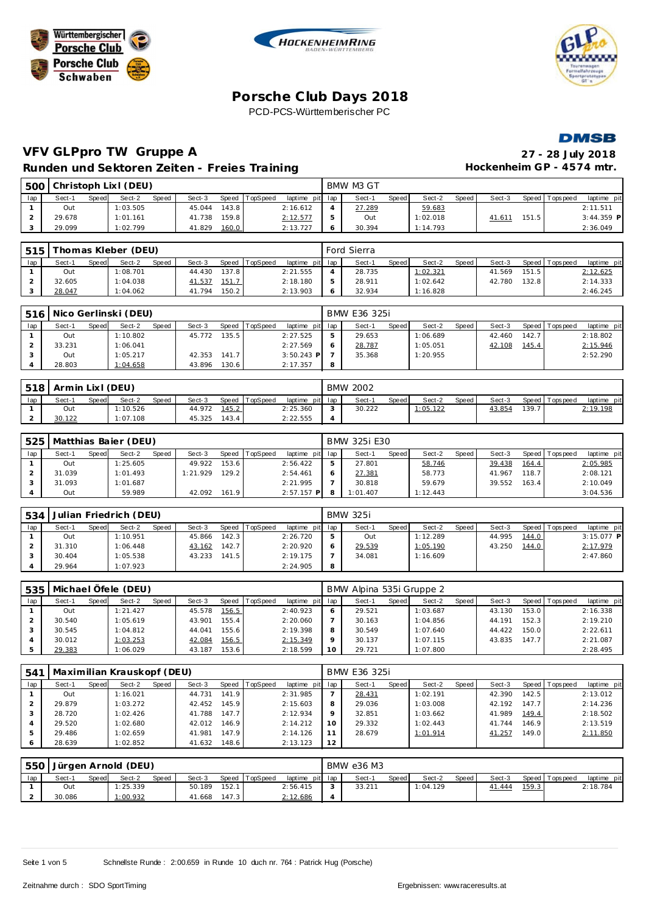# Porsche Club Days 2018

PCD-PCS-Württemberischer PC

## VFV GLPpro TW Gruppe A

**27 - 28 July 2018**

### Runden und Sektoren Zeiten - Freies Training

**Hockenheim GP - 4574 mtr.**

| 500 | Christoph Lixl (DEU) | | | | | | | | BMW M3 GT | | | | | | | | |
|---|---|---|---|---|---|---|---|---|---|---|---|---|---|---|---|---|---|
| lap | Sect-1 | Speed | Sect-2 | Speed | Sect-3 | Speed | TopSpeed | laptime pit | lap | Sect-1 | Speed | Sect-2 | Speed | Sect-3 | Speed | Topspeed | laptime pit |
| 1 | Out | | 1:03.505 | | 45.044 | 143.8 | | 2:16.612 | 4 | 27.289 | | 59.683 | | | | | 2:11.511 |
| 2 | 29.678 | | 1:01.161 | | 41.738 | 159.8 | | 2:12.577 | 5 | Out | | 1:02.018 | | 41.611 | 151.5 | | 3:44.359 P |
| 3 | 29.099 | | 1:02.799 | | 41.829 | 160.0 | | 2:13.727 | 6 | 30.394 | | 1:14.793 | | | | | 2:36.049 |

| 515 | Thomas Kleber (DEU) | | | | | | | | Ford Sierra | | | | | | | | |
|---|---|---|---|---|---|---|---|---|---|---|---|---|---|---|---|---|---|
| lap | Sect-1 | Speed | Sect-2 | Speed | Sect-3 | Speed | TopSpeed | laptime pit | lap | Sect-1 | Speed | Sect-2 | Speed | Sect-3 | Speed | Topspeed | laptime pit |
| 1 | Out | | 1:08.701 | | 44.430 | 137.8 | | 2:21.555 | 4 | 28.735 | | 1:02.321 | | 41.569 | 151.5 | | 2:12.625 |
| 2 | 32.605 | | 1:04.038 | | 41.537 | 151.7 | | 2:18.180 | 5 | 28.911 | | 1:02.642 | | 42.780 | 132.8 | | 2:14.333 |
| 3 | 28.047 | | 1:04.062 | | 41.794 | 150.2 | | 2:13.903 | 6 | 32.934 | | 1:16.828 | | | | | 2:46.245 |

| 516 | Nico Gerlinski (DEU) | | | | | | | | BMW E36 325i | | | | | | | | |
|---|---|---|---|---|---|---|---|---|---|---|---|---|---|---|---|---|---|
| lap | Sect-1 | Speed | Sect-2 | Speed | Sect-3 | Speed | TopSpeed | laptime pit | lap | Sect-1 | Speed | Sect-2 | Speed | Sect-3 | Speed | Topspeed | laptime pit |
| 1 | Out | | 1:10.802 | | 45.772 | 135.5 | | 2:27.525 | 5 | 29.653 | | 1:06.689 | | 42.460 | 142.7 | | 2:18.802 |
| 2 | 33.231 | | 1:06.041 | | | | | 2:27.569 | 6 | 28.787 | | 1:05.051 | | 42.108 | 145.4 | | 2:15.946 |
| 3 | Out | | 1:05.217 | | 42.353 | 141.7 | | 3:50.243 P | 7 | 35.368 | | 1:20.955 | | | | | 2:52.290 |
| 4 | 28.803 | | 1:04.658 | | 43.896 | 130.6 | | 2:17.357 | 8 | | | | | | | | |

| 518 | Armin Lixl (DEU) | | | | | | | | BMW 2002 | | | | | | | | |
|---|---|---|---|---|---|---|---|---|---|---|---|---|---|---|---|---|---|
| lap | Sect-1 | Speed | Sect-2 | Speed | Sect-3 | Speed | TopSpeed | laptime pit | lap | Sect-1 | Speed | Sect-2 | Speed | Sect-3 | Speed | Topspeed | laptime pit |
| 1 | Out | | 1:10.526 | | 44.972 | 145.2 | | 2:25.360 | 3 | 30.222 | | 1:05.122 | | 43.854 | 139.7 | | 2:19.198 |
| 2 | 30.122 | | 1:07.108 | | 45.325 | 143.4 | | 2:22.555 | 4 | | | | | | | | |

| 525 | Matthias Baier (DEU) | | | | | | | | BMW 325i E30 | | | | | | | | |
|---|---|---|---|---|---|---|---|---|---|---|---|---|---|---|---|---|---|
| lap | Sect-1 | Speed | Sect-2 | Speed | Sect-3 | Speed | TopSpeed | laptime pit | lap | Sect-1 | Speed | Sect-2 | Speed | Sect-3 | Speed | Topspeed | laptime pit |
| 1 | Out | | 1:25.605 | | 49.922 | 153.6 | | 2:56.422 | 5 | 27.801 | | 58.746 | | 39.438 | 164.4 | | 2:05.985 |
| 2 | 31.039 | | 1:01.493 | | 1:21.929 | 129.2 | | 2:54.461 | 6 | 27.381 | | 58.773 | | 41.967 | 118.7 | | 2:08.121 |
| 3 | 31.093 | | 1:01.687 | | | | | 2:21.995 | 7 | 30.818 | | 59.679 | | 39.552 | 163.4 | | 2:10.049 |
| 4 | Out | | 59.989 | | 42.092 | 161.9 | | 2:57.157 P | 8 | 1:01.407 | | 1:12.443 | | | | | 3:04.536 |

| 534 | Julian Friedrich (DEU) | | | | | | | | BMW 325i | | | | | | | | |
|---|---|---|---|---|---|---|---|---|---|---|---|---|---|---|---|---|---|
| lap | Sect-1 | Speed | Sect-2 | Speed | Sect-3 | Speed | TopSpeed | laptime pit | lap | Sect-1 | Speed | Sect-2 | Speed | Sect-3 | Speed | Topspeed | laptime pit |
| 1 | Out | | 1:10.951 | | 45.866 | 142.3 | | 2:26.720 | 5 | Out | | 1:12.289 | | 44.995 | 144.0 | | 3:15.077 P |
| 2 | 31.310 | | 1:06.448 | | 43.162 | 142.7 | | 2:20.920 | 6 | 29.539 | | 1:05.190 | | 43.250 | 144.0 | | 2:17.979 |
| 3 | 30.404 | | 1:05.538 | | 43.233 | 141.5 | | 2:19.175 | 7 | 34.081 | | 1:16.609 | | | | | 2:47.860 |
| 4 | 29.964 | | 1:07.923 | | | | | 2:24.905 | 8 | | | | | | | | |

| 535 | Michael Öfele (DEU) | | | | | | | | BMW Alpina 535i Gruppe 2 | | | | | | | | |
|---|---|---|---|---|---|---|---|---|---|---|---|---|---|---|---|---|---|
| lap | Sect-1 | Speed | Sect-2 | Speed | Sect-3 | Speed | TopSpeed | laptime pit | lap | Sect-1 | Speed | Sect-2 | Speed | Sect-3 | Speed | Topspeed | laptime pit |
| 1 | Out | | 1:21.427 | | 45.578 | 156.5 | | 2:40.923 | 6 | 29.521 | | 1:03.687 | | 43.130 | 153.0 | | 2:16.338 |
| 2 | 30.540 | | 1:05.619 | | 43.901 | 155.4 | | 2:20.060 | 7 | 30.163 | | 1:04.856 | | 44.191 | 152.3 | | 2:19.210 |
| 3 | 30.545 | | 1:04.812 | | 44.041 | 155.6 | | 2:19.398 | 8 | 30.549 | | 1:07.640 | | 44.422 | 150.0 | | 2:22.611 |
| 4 | 30.012 | | 1:03.253 | | 42.084 | 156.5 | | 2:15.349 | 9 | 30.137 | | 1:07.115 | | 43.835 | 147.7 | | 2:21.087 |
| 5 | 29.383 | | 1:06.029 | | 43.187 | 153.6 | | 2:18.599 | 10 | 29.721 | | 1:07.800 | | | | | 2:28.495 |

| 541 | Maximilian Krauskopf (DEU) | | | | | | | | BMW E36 325i | | | | | | | | |
|---|---|---|---|---|---|---|---|---|---|---|---|---|---|---|---|---|---|
| lap | Sect-1 | Speed | Sect-2 | Speed | Sect-3 | Speed | TopSpeed | laptime pit | lap | Sect-1 | Speed | Sect-2 | Speed | Sect-3 | Speed | Topspeed | laptime pit |
| 1 | Out | | 1:16.021 | | 44.731 | 141.9 | | 2:31.985 | 7 | 28.431 | | 1:02.191 | | 42.390 | 142.5 | | 2:13.012 |
| 2 | 29.879 | | 1:03.272 | | 42.452 | 145.9 | | 2:15.603 | 8 | 29.036 | | 1:03.008 | | 42.192 | 147.7 | | 2:14.236 |
| 3 | 28.720 | | 1:02.426 | | 41.788 | 147.7 | | 2:12.934 | 9 | 32.851 | | 1:03.662 | | 41.989 | 149.4 | | 2:18.502 |
| 4 | 29.520 | | 1:02.680 | | 42.012 | 146.9 | | 2:14.212 | 10 | 29.332 | | 1:02.443 | | 41.744 | 146.9 | | 2:13.519 |
| 5 | 29.486 | | 1:02.659 | | 41.981 | 147.9 | | 2:14.126 | 11 | 28.679 | | 1:01.914 | | 41.257 | 149.0 | | 2:11.850 |
| 6 | 28.639 | | 1:02.852 | | 41.632 | 148.6 | | 2:13.123 | 12 | | | | | | | | |

| 550 | Jürgen Arnold (DEU) | | | | | | | | BMW e36 M3 | | | | | | | | |
|---|---|---|---|---|---|---|---|---|---|---|---|---|---|---|---|---|---|
| lap | Sect-1 | Speed | Sect-2 | Speed | Sect-3 | Speed | TopSpeed | laptime pit | lap | Sect-1 | Speed | Sect-2 | Speed | Sect-3 | Speed | Topspeed | laptime pit |
| 1 | Out | | 1:25.339 | | 50.189 | 152.1 | | 2:56.415 | 3 | 33.211 | | 1:04.129 | | 41.444 | 159.3 | | 2:18.784 |
| 2 | 30.086 | | 1:00.932 | | 41.668 | 147.3 | | 2:12.686 | 4 | | | | | | | | |

Schnellste Runde : 2:00.659 in Runde 10 duch nr. 764 : Patrick Hug (Porsche)

Zeitnahme durch : SDO SportTiming

Ergebnissen: www.raceresults.at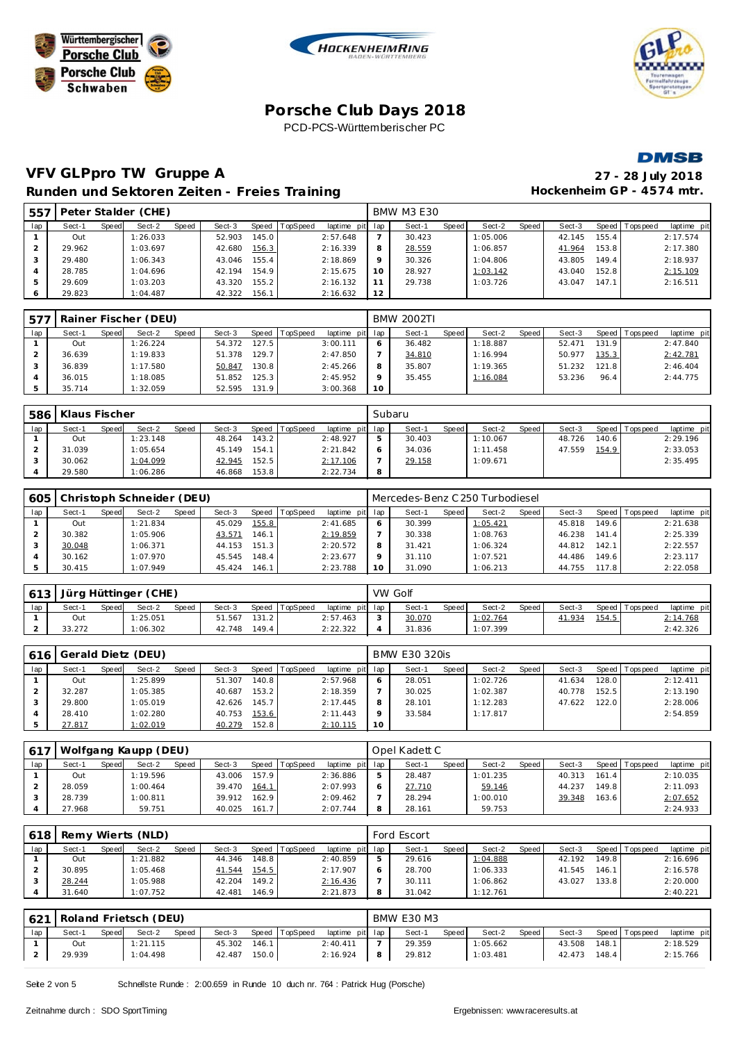Württembergischer Porsche Club
Porsche Club Schwaben

# Porsche Club Days 2018

PCD-PCS-Württemberischer PC

## VFV GLPpro TW Gruppe A

**Runden und Sektoren Zeiten - Freies Training**

**27 - 28 July 2018**
**Hockenheim GP - 4574 mtr.**

| 557 | Peter Stalder (CHE) | | | | | | | | BMW M3 E30 | | | | | | | | |
|---|---|---|---|---|---|---|---|---|---|---|---|---|---|---|---|---|---|
| lap | Sect-1 | Speed | Sect-2 | Speed | Sect-3 | Speed | TopSpeed | laptime pit | lap | Sect-1 | Speed | Sect-2 | Speed | Sect-3 | Speed | Topspeed | laptime pit |
| 1 | Out | | 1:26.033 | | 52.903 | 145.0 | | 2:57.648 | 7 | 30.423 | | 1:05.006 | | 42.145 | 155.4 | | 2:17.574 |
| 2 | 29.962 | | 1:03.697 | | 42.680 | 156.3 | | 2:16.339 | 8 | 28.559 | | 1:06.857 | | 41.964 | 153.8 | | 2:17.380 |
| 3 | 29.480 | | 1:06.343 | | 43.046 | 155.4 | | 2:18.869 | 9 | 30.326 | | 1:04.806 | | 43.805 | 149.4 | | 2:18.937 |
| 4 | 28.785 | | 1:04.696 | | 42.194 | 154.9 | | 2:15.675 | 10 | 28.927 | | 1:03.142 | | 43.040 | 152.8 | | 2:15.109 |
| 5 | 29.609 | | 1:03.203 | | 43.320 | 155.2 | | 2:16.132 | 11 | 29.738 | | 1:03.726 | | 43.047 | 147.1 | | 2:16.511 |
| 6 | 29.823 | | 1:04.487 | | 42.322 | 156.1 | | 2:16.632 | 12 | | | | | | | | |

| 577 | Rainer Fischer (DEU) | | | | | | | | BMW 2002TI | | | | | | | | |
|---|---|---|---|---|---|---|---|---|---|---|---|---|---|---|---|---|---|
| lap | Sect-1 | Speed | Sect-2 | Speed | Sect-3 | Speed | TopSpeed | laptime pit | lap | Sect-1 | Speed | Sect-2 | Speed | Sect-3 | Speed | Topspeed | laptime pit |
| 1 | Out | | 1:26.224 | | 54.372 | 127.5 | | 3:00.111 | 6 | 36.482 | | 1:18.887 | | 52.471 | 131.9 | | 2:47.840 |
| 2 | 36.639 | | 1:19.833 | | 51.378 | 129.7 | | 2:47.850 | 7 | 34.810 | | 1:16.994 | | 50.977 | 135.3 | | 2:42.781 |
| 3 | 36.839 | | 1:17.580 | | 50.847 | 130.8 | | 2:45.266 | 8 | 35.807 | | 1:19.365 | | 51.232 | 121.8 | | 2:46.404 |
| 4 | 36.015 | | 1:18.085 | | 51.852 | 125.3 | | 2:45.952 | 9 | 35.455 | | 1:16.084 | | 53.236 | 96.4 | | 2:44.775 |
| 5 | 35.714 | | 1:32.059 | | 52.595 | 131.9 | | 3:00.368 | 10 | | | | | | | | |

| 586 | Klaus Fischer | | | | | | | | Subaru | | | | | | | | |
|---|---|---|---|---|---|---|---|---|---|---|---|---|---|---|---|---|---|
| lap | Sect-1 | Speed | Sect-2 | Speed | Sect-3 | Speed | TopSpeed | laptime pit | lap | Sect-1 | Speed | Sect-2 | Speed | Sect-3 | Speed | Topspeed | laptime pit |
| 1 | Out | | 1:23.148 | | 48.264 | 143.2 | | 2:48.927 | 5 | 30.403 | | 1:10.067 | | 48.726 | 140.6 | | 2:29.196 |
| 2 | 31.039 | | 1:05.654 | | 45.149 | 154.1 | | 2:21.842 | 6 | 34.036 | | 1:11.458 | | 47.559 | 154.9 | | 2:33.053 |
| 3 | 30.062 | | 1:04.099 | | 42.945 | 152.5 | | 2:17.106 | 7 | 29.158 | | 1:09.671 | | | | | 2:35.495 |
| 4 | 29.580 | | 1:06.286 | | 46.868 | 153.8 | | 2:22.734 | 8 | | | | | | | | |

| 605 | Christoph Schneider (DEU) | | | | | | | | Mercedes-Benz C250 Turbodiesel | | | | | | | | |
|---|---|---|---|---|---|---|---|---|---|---|---|---|---|---|---|---|---|
| lap | Sect-1 | Speed | Sect-2 | Speed | Sect-3 | Speed | TopSpeed | laptime pit | lap | Sect-1 | Speed | Sect-2 | Speed | Sect-3 | Speed | Topspeed | laptime pit |
| 1 | Out | | 1:21.834 | | 45.029 | 155.8 | | 2:41.685 | 6 | 30.399 | | 1:05.421 | | 45.818 | 149.6 | | 2:21.638 |
| 2 | 30.382 | | 1:05.906 | | 43.571 | 146.1 | | 2:19.859 | 7 | 30.338 | | 1:08.763 | | 46.238 | 141.4 | | 2:25.339 |
| 3 | 30.048 | | 1:06.371 | | 44.153 | 151.3 | | 2:20.572 | 8 | 31.421 | | 1:06.324 | | 44.812 | 142.1 | | 2:22.557 |
| 4 | 30.162 | | 1:07.970 | | 45.545 | 148.4 | | 2:23.677 | 9 | 31.110 | | 1:07.521 | | 44.486 | 149.6 | | 2:23.117 |
| 5 | 30.415 | | 1:07.949 | | 45.424 | 146.1 | | 2:23.788 | 10 | 31.090 | | 1:06.213 | | 44.755 | 117.8 | | 2:22.058 |

| 613 | Jürg Hüttinger (CHE) | | | | | | | | VW Golf | | | | | | | | |
|---|---|---|---|---|---|---|---|---|---|---|---|---|---|---|---|---|---|
| lap | Sect-1 | Speed | Sect-2 | Speed | Sect-3 | Speed | TopSpeed | laptime pit | lap | Sect-1 | Speed | Sect-2 | Speed | Sect-3 | Speed | Topspeed | laptime pit |
| 1 | Out | | 1:25.051 | | 51.567 | 131.2 | | 2:57.463 | 3 | 30.070 | | 1:02.764 | | 41.934 | 154.5 | | 2:14.768 |
| 2 | 33.272 | | 1:06.302 | | 42.748 | 149.4 | | 2:22.322 | 4 | 31.836 | | 1:07.399 | | | | | 2:42.326 |

| 616 | Gerald Dietz (DEU) | | | | | | | | BMW E30 320is | | | | | | | | |
|---|---|---|---|---|---|---|---|---|---|---|---|---|---|---|---|---|---|
| lap | Sect-1 | Speed | Sect-2 | Speed | Sect-3 | Speed | TopSpeed | laptime pit | lap | Sect-1 | Speed | Sect-2 | Speed | Sect-3 | Speed | Topspeed | laptime pit |
| 1 | Out | | 1:25.899 | | 51.307 | 140.8 | | 2:57.968 | 6 | 28.051 | | 1:02.726 | | 41.634 | 128.0 | | 2:12.411 |
| 2 | 32.287 | | 1:05.385 | | 40.687 | 153.2 | | 2:18.359 | 7 | 30.025 | | 1:02.387 | | 40.778 | 152.5 | | 2:13.190 |
| 3 | 29.800 | | 1:05.019 | | 42.626 | 145.7 | | 2:17.445 | 8 | 28.101 | | 1:12.283 | | 47.622 | 122.0 | | 2:28.006 |
| 4 | 28.410 | | 1:02.280 | | 40.753 | 153.6 | | 2:11.443 | 9 | 33.584 | | 1:17.817 | | | | | 2:54.859 |
| 5 | 27.817 | | 1:02.019 | | 40.279 | 152.8 | | 2:10.115 | 10 | | | | | | | | |

| 617 | Wolfgang Kaupp (DEU) | | | | | | | | Opel Kadett C | | | | | | | | |
|---|---|---|---|---|---|---|---|---|---|---|---|---|---|---|---|---|---|
| lap | Sect-1 | Speed | Sect-2 | Speed | Sect-3 | Speed | TopSpeed | laptime pit | lap | Sect-1 | Speed | Sect-2 | Speed | Sect-3 | Speed | Topspeed | laptime pit |
| 1 | Out | | 1:19.596 | | 43.006 | 157.9 | | 2:36.886 | 5 | 28.487 | | 1:01.235 | | 40.313 | 161.4 | | 2:10.035 |
| 2 | 28.059 | | 1:00.464 | | 39.470 | 164.1 | | 2:07.993 | 6 | 27.710 | | 59.146 | | 44.237 | 149.8 | | 2:11.093 |
| 3 | 28.739 | | 1:00.811 | | 39.912 | 162.9 | | 2:09.462 | 7 | 28.294 | | 1:00.010 | | 39.348 | 163.6 | | 2:07.652 |
| 4 | 27.968 | | 59.751 | | 40.025 | 161.7 | | 2:07.744 | 8 | 28.161 | | 59.753 | | | | | 2:24.933 |

| 618 | Remy Wierts (NLD) | | | | | | | | Ford Escort | | | | | | | | |
|---|---|---|---|---|---|---|---|---|---|---|---|---|---|---|---|---|---|
| lap | Sect-1 | Speed | Sect-2 | Speed | Sect-3 | Speed | TopSpeed | laptime pit | lap | Sect-1 | Speed | Sect-2 | Speed | Sect-3 | Speed | Topspeed | laptime pit |
| 1 | Out | | 1:21.882 | | 44.346 | 148.8 | | 2:40.859 | 5 | 29.616 | | 1:04.888 | | 42.192 | 149.8 | | 2:16.696 |
| 2 | 30.895 | | 1:05.468 | | 41.544 | 154.5 | | 2:17.907 | 6 | 28.700 | | 1:06.333 | | 41.545 | 146.1 | | 2:16.578 |
| 3 | 28.244 | | 1:05.988 | | 42.204 | 149.2 | | 2:16.436 | 7 | 30.111 | | 1:06.862 | | 43.027 | 133.8 | | 2:20.000 |
| 4 | 31.640 | | 1:07.752 | | 42.481 | 146.9 | | 2:21.873 | 8 | 31.042 | | 1:12.761 | | | | | 2:40.221 |

| 621 | Roland Frietsch (DEU) | | | | | | | | BMW E30 M3 | | | | | | | | |
|---|---|---|---|---|---|---|---|---|---|---|---|---|---|---|---|---|---|
| lap | Sect-1 | Speed | Sect-2 | Speed | Sect-3 | Speed | TopSpeed | laptime pit | lap | Sect-1 | Speed | Sect-2 | Speed | Sect-3 | Speed | Topspeed | laptime pit |
| 1 | Out | | 1:21.115 | | 45.302 | 146.1 | | 2:40.411 | 7 | 29.359 | | 1:05.662 | | 43.508 | 148.1 | | 2:18.529 |
| 2 | 29.939 | | 1:04.498 | | 42.487 | 150.0 | | 2:16.924 | 8 | 29.812 | | 1:03.481 | | 42.473 | 148.4 | | 2:15.766 |

Schnellste Runde : 2:00.659 in Runde 10 duch nr. 764 : Patrick Hug (Porsche)

Zeitnahme durch : SDO SportTiming

Ergebnissen: www.raceresults.at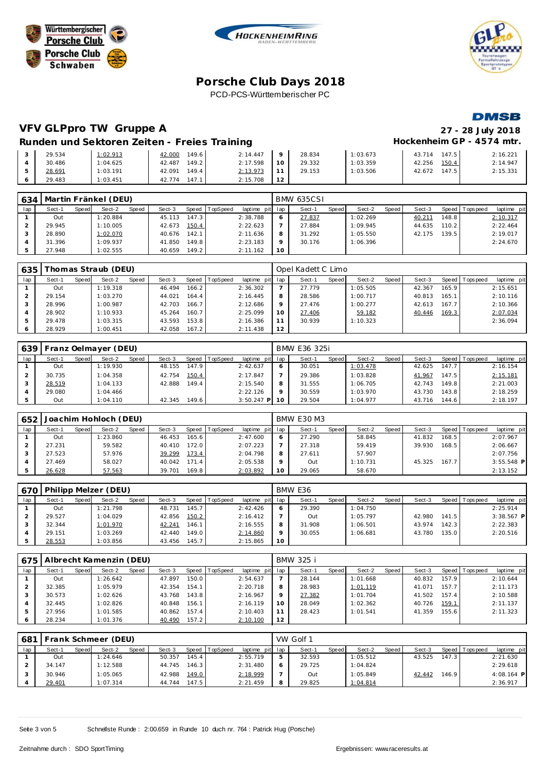# Porsche Club Days 2018

PCD-PCS-Württemberischer PC

## VFV GLPpro TW Gruppe A

**27 - 28 July 2018**

### Runden und Sektoren Zeiten - Freies Training

**Hockenheim GP - 4574 mtr.**

| lap | Sect-1 | Speed | Sect-2 | Speed | Sect-3 | Speed | TopSpeed | laptime pit | lap | Sect-1 | Speed | Sect-2 | Speed | Sect-3 | Speed | Topspeed | laptime pit |
|---|---|---|---|---|---|---|---|---|---|---|---|---|---|---|---|---|---|
| 3 | 29.534 | | 1:02.913 | | 42.000 | 149.6 | | 2:14.447 | 9 | 28.834 | | 1:03.673 | | 43.714 | 147.5 | | 2:16.221 |
| 4 | 30.486 | | 1:04.625 | | 42.487 | 149.2 | | 2:17.598 | 10 | 29.332 | | 1:03.359 | | 42.256 | 150.4 | | 2:14.947 |
| 5 | 28.691 | | 1:03.191 | | 42.091 | 149.4 | | 2:13.973 | 11 | 29.153 | | 1:03.506 | | 42.672 | 147.5 | | 2:15.331 |
| 6 | 29.483 | | 1:03.451 | | 42.774 | 147.1 | | 2:15.708 | 12 | | | | | | | | |

**634 Martin Fränkel (DEU)** — BMW 635CSI

| lap | Sect-1 | Speed | Sect-2 | Speed | Sect-3 | Speed | TopSpeed | laptime pit | lap | Sect-1 | Speed | Sect-2 | Speed | Sect-3 | Speed | Topspeed | laptime pit |
|---|---|---|---|---|---|---|---|---|---|---|---|---|---|---|---|---|---|
| 1 | Out | | 1:20.884 | | 45.113 | 147.3 | | 2:38.788 | 6 | 27.837 | | 1:02.269 | | 40.211 | 148.8 | | 2:10.317 |
| 2 | 29.945 | | 1:10.005 | | 42.673 | 150.4 | | 2:22.623 | 7 | 27.884 | | 1:09.945 | | 44.635 | 110.2 | | 2:22.464 |
| 3 | 28.890 | | 1:02.070 | | 40.676 | 142.1 | | 2:11.636 | 8 | 31.292 | | 1:05.550 | | 42.175 | 139.5 | | 2:19.017 |
| 4 | 31.396 | | 1:09.937 | | 41.850 | 149.8 | | 2:23.183 | 9 | 30.176 | | 1:06.396 | | | | | 2:24.670 |
| 5 | 27.948 | | 1:02.555 | | 40.659 | 149.2 | | 2:11.162 | 10 | | | | | | | | |

**635 Thomas Straub (DEU)** — Opel Kadett C Limo

| lap | Sect-1 | Speed | Sect-2 | Speed | Sect-3 | Speed | TopSpeed | laptime pit | lap | Sect-1 | Speed | Sect-2 | Speed | Sect-3 | Speed | Topspeed | laptime pit |
|---|---|---|---|---|---|---|---|---|---|---|---|---|---|---|---|---|---|
| 1 | Out | | 1:19.318 | | 46.494 | 166.2 | | 2:36.302 | 7 | 27.779 | | 1:05.505 | | 42.367 | 165.9 | | 2:15.651 |
| 2 | 29.154 | | 1:03.270 | | 44.021 | 164.4 | | 2:16.445 | 8 | 28.586 | | 1:00.717 | | 40.813 | 165.1 | | 2:10.116 |
| 3 | 28.996 | | 1:00.987 | | 42.703 | 166.7 | | 2:12.686 | 9 | 27.476 | | 1:00.277 | | 42.613 | 167.7 | | 2:10.366 |
| 4 | 28.902 | | 1:10.933 | | 45.264 | 160.7 | | 2:25.099 | 10 | 27.406 | | 59.182 | | 40.446 | 169.3 | | 2:07.034 |
| 5 | 29.478 | | 1:03.315 | | 43.593 | 153.8 | | 2:16.386 | 11 | 30.939 | | 1:10.323 | | | | | 2:36.094 |
| 6 | 28.929 | | 1:00.451 | | 42.058 | 167.2 | | 2:11.438 | 12 | | | | | | | | |

**639 Franz Oelmayer (DEU)** — BMW E36 325i

| lap | Sect-1 | Speed | Sect-2 | Speed | Sect-3 | Speed | TopSpeed | laptime pit | lap | Sect-1 | Speed | Sect-2 | Speed | Sect-3 | Speed | Topspeed | laptime pit |
|---|---|---|---|---|---|---|---|---|---|---|---|---|---|---|---|---|---|
| 1 | Out | | 1:19.930 | | 48.155 | 147.9 | | 2:42.637 | 6 | 30.051 | | 1:03.478 | | 42.625 | 147.7 | | 2:16.154 |
| 2 | 30.735 | | 1:04.358 | | 42.754 | 150.4 | | 2:17.847 | 7 | 29.386 | | 1:03.828 | | 41.967 | 147.5 | | 2:15.181 |
| 3 | 28.519 | | 1:04.133 | | 42.888 | 149.4 | | 2:15.540 | 8 | 31.555 | | 1:06.705 | | 42.743 | 149.8 | | 2:21.003 |
| 4 | 29.080 | | 1:04.466 | | | | | 2:22.126 | 9 | 30.559 | | 1:03.970 | | 43.730 | 143.8 | | 2:18.259 |
| 5 | Out | | 1:04.110 | | 42.345 | 149.6 | | 3:50.247 P | 10 | 29.504 | | 1:04.977 | | 43.716 | 144.6 | | 2:18.197 |

**652 Joachim Hohloch (DEU)** — BMW E30 M3

| lap | Sect-1 | Speed | Sect-2 | Speed | Sect-3 | Speed | TopSpeed | laptime pit | lap | Sect-1 | Speed | Sect-2 | Speed | Sect-3 | Speed | Topspeed | laptime pit |
|---|---|---|---|---|---|---|---|---|---|---|---|---|---|---|---|---|---|
| 1 | Out | | 1:23.860 | | 46.453 | 165.6 | | 2:47.600 | 6 | 27.290 | | 58.845 | | 41.832 | 168.5 | | 2:07.967 |
| 2 | 27.231 | | 59.582 | | 40.410 | 172.0 | | 2:07.223 | 7 | 27.318 | | 59.419 | | 39.930 | 168.5 | | 2:06.667 |
| 3 | 27.523 | | 57.976 | | 39.299 | 173.4 | | 2:04.798 | 8 | 27.611 | | 57.907 | | | | | 2:07.756 |
| 4 | 27.469 | | 58.027 | | 40.042 | 171.4 | | 2:05.538 | 9 | Out | | 1:10.731 | | 45.325 | 167.7 | | 3:55.548 P |
| 5 | 26.628 | | 57.563 | | 39.701 | 169.8 | | 2:03.892 | 10 | 29.065 | | 58.670 | | | | | 2:13.152 |

**670 Philipp Melzer (DEU)** — BMW E36

| lap | Sect-1 | Speed | Sect-2 | Speed | Sect-3 | Speed | TopSpeed | laptime pit | lap | Sect-1 | Speed | Sect-2 | Speed | Sect-3 | Speed | Topspeed | laptime pit |
|---|---|---|---|---|---|---|---|---|---|---|---|---|---|---|---|---|---|
| 1 | Out | | 1:21.798 | | 48.731 | 145.7 | | 2:42.426 | 6 | 29.390 | | 1:04.750 | | | | | 2:25.914 |
| 2 | 29.527 | | 1:04.029 | | 42.856 | 150.2 | | 2:16.412 | 7 | Out | | 1:05.797 | | 42.980 | 141.5 | | 3:38.567 P |
| 3 | 32.344 | | 1:01.970 | | 42.241 | 146.1 | | 2:16.555 | 8 | 31.908 | | 1:06.501 | | 43.974 | 142.3 | | 2:22.383 |
| 4 | 29.151 | | 1:03.269 | | 42.440 | 149.0 | | 2:14.860 | 9 | 30.055 | | 1:06.681 | | 43.780 | 135.0 | | 2:20.516 |
| 5 | 28.553 | | 1:03.856 | | 43.456 | 145.7 | | 2:15.865 | 10 | | | | | | | | |

**675 Albrecht Kamenzin (DEU)** — BMW 325 i

| lap | Sect-1 | Speed | Sect-2 | Speed | Sect-3 | Speed | TopSpeed | laptime pit | lap | Sect-1 | Speed | Sect-2 | Speed | Sect-3 | Speed | Topspeed | laptime pit |
|---|---|---|---|---|---|---|---|---|---|---|---|---|---|---|---|---|---|
| 1 | Out | | 1:26.642 | | 47.897 | 150.0 | | 2:54.637 | 7 | 28.144 | | 1:01.668 | | 40.832 | 157.9 | | 2:10.644 |
| 2 | 32.385 | | 1:05.979 | | 42.354 | 154.1 | | 2:20.718 | 8 | 28.983 | | 1:01.119 | | 41.071 | 157.7 | | 2:11.173 |
| 3 | 30.573 | | 1:02.626 | | 43.768 | 143.8 | | 2:16.967 | 9 | 27.382 | | 1:01.704 | | 41.502 | 157.4 | | 2:10.588 |
| 4 | 32.445 | | 1:02.826 | | 40.848 | 156.1 | | 2:16.119 | 10 | 28.049 | | 1:02.362 | | 40.726 | 159.1 | | 2:11.137 |
| 5 | 27.956 | | 1:01.585 | | 40.862 | 157.4 | | 2:10.403 | 11 | 28.423 | | 1:01.541 | | 41.359 | 155.6 | | 2:11.323 |
| 6 | 28.234 | | 1:01.376 | | 40.490 | 157.2 | | 2:10.100 | 12 | | | | | | | | |

**681 Frank Schmeer (DEU)** — VW Golf 1

| lap | Sect-1 | Speed | Sect-2 | Speed | Sect-3 | Speed | TopSpeed | laptime pit | lap | Sect-1 | Speed | Sect-2 | Speed | Sect-3 | Speed | Topspeed | laptime pit |
|---|---|---|---|---|---|---|---|---|---|---|---|---|---|---|---|---|---|
| 1 | Out | | 1:24.646 | | 50.357 | 145.4 | | 2:55.719 | 5 | 32.593 | | 1:05.512 | | 43.525 | 147.3 | | 2:21.630 |
| 2 | 34.147 | | 1:12.588 | | 44.745 | 146.3 | | 2:31.480 | 6 | 29.725 | | 1:04.824 | | | | | 2:29.618 |
| 3 | 30.946 | | 1:05.065 | | 42.988 | 149.0 | | 2:18.999 | 7 | Out | | 1:05.849 | | 42.442 | 146.9 | | 4:08.164 P |
| 4 | 29.401 | | 1:07.314 | | 44.744 | 147.5 | | 2:21.459 | 8 | 29.825 | | 1:04.814 | | | | | 2:36.917 |

Schnellste Runde : 2:00.659 in Runde 10 duch nr. 764 : Patrick Hug (Porsche)

Zeitnahme durch : SDO SportTiming

Ergebnissen: www.raceresults.at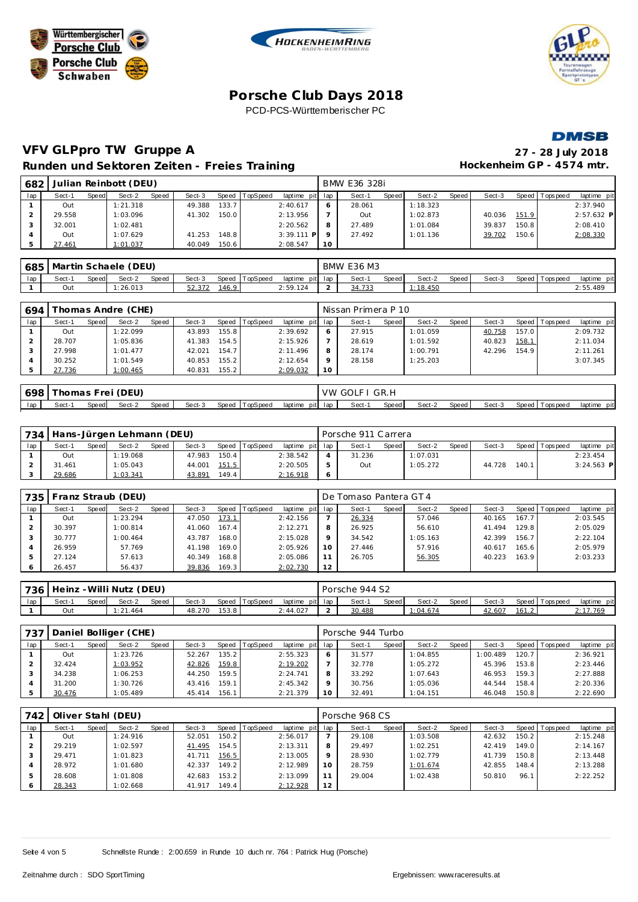# Porsche Club Days 2018

PCD-PCS-Württemberischer PC

## VFV GLPpro TW Gruppe A

**27 - 28 July 2018**

### Runden und Sektoren Zeiten - Freies Training

**Hockenheim GP - 4574 mtr.**

**682 Julian Reinbott (DEU)** — BMW E36 328i

| lap | Sect-1 | Speed | Sect-2 | Speed | Sect-3 | Speed | TopSpeed | laptime | pit | lap | Sect-1 | Speed | Sect-2 | Speed | Sect-3 | Speed | Topspeed | laptime | pit |
|---|---|---|---|---|---|---|---|---|---|---|---|---|---|---|---|---|---|---|---|
| 1 | Out | | 1:21.318 | | 49.388 | 133.7 | | 2:40.617 | | 6 | 28.061 | | 1:18.323 | | | | | 2:37.940 | |
| 2 | 29.558 | | 1:03.096 | | 41.302 | 150.0 | | 2:13.956 | | 7 | Out | | 1:02.873 | | 40.036 | 151.9 | | 2:57.632 | P |
| 3 | 32.001 | | 1:02.481 | | | | | 2:20.562 | | 8 | 27.489 | | 1:01.084 | | 39.837 | 150.8 | | 2:08.410 | |
| 4 | Out | | 1:07.629 | | 41.253 | 148.8 | | 3:39.111 | P | 9 | 27.492 | | 1:01.136 | | 39.702 | 150.6 | | 2:08.330 | |
| 5 | 27.461 | | 1:01.037 | | 40.049 | 150.6 | | 2:08.547 | | 10 | | | | | | | | | |

**685 Martin Schaele (DEU)** — BMW E36 M3

| lap | Sect-1 | Speed | Sect-2 | Speed | Sect-3 | Speed | TopSpeed | laptime | pit | lap | Sect-1 | Speed | Sect-2 | Speed | Sect-3 | Speed | Topspeed | laptime | pit |
|---|---|---|---|---|---|---|---|---|---|---|---|---|---|---|---|---|---|---|---|
| 1 | Out | | 1:26.013 | | 52.372 | 146.9 | | 2:59.124 | | 2 | 34.733 | | 1:18.450 | | | | | 2:55.489 | |

**694 Thomas Andre (CHE)** — Nissan Primera P 10

| lap | Sect-1 | Speed | Sect-2 | Speed | Sect-3 | Speed | TopSpeed | laptime | pit | lap | Sect-1 | Speed | Sect-2 | Speed | Sect-3 | Speed | Topspeed | laptime | pit |
|---|---|---|---|---|---|---|---|---|---|---|---|---|---|---|---|---|---|---|---|
| 1 | Out | | 1:22.099 | | 43.893 | 155.8 | | 2:39.692 | | 6 | 27.915 | | 1:01.059 | | 40.758 | 157.0 | | 2:09.732 | |
| 2 | 28.707 | | 1:05.836 | | 41.383 | 154.5 | | 2:15.926 | | 7 | 28.619 | | 1:01.592 | | 40.823 | 158.1 | | 2:11.034 | |
| 3 | 27.998 | | 1:01.477 | | 42.021 | 154.7 | | 2:11.496 | | 8 | 28.174 | | 1:00.791 | | 42.296 | 154.9 | | 2:11.261 | |
| 4 | 30.252 | | 1:01.549 | | 40.853 | 155.2 | | 2:12.654 | | 9 | 28.158 | | 1:25.203 | | | | | 3:07.345 | |
| 5 | 27.736 | | 1:00.465 | | 40.831 | 155.2 | | 2:09.032 | | 10 | | | | | | | | | |

**698 Thomas Frei (DEU)** — VW GOLF I GR.H

| lap | Sect-1 | Speed | Sect-2 | Speed | Sect-3 | Speed | TopSpeed | laptime | pit | lap | Sect-1 | Speed | Sect-2 | Speed | Sect-3 | Speed | Topspeed | laptime | pit |
|---|---|---|---|---|---|---|---|---|---|---|---|---|---|---|---|---|---|---|---|

**734 Hans-Jürgen Lehmann (DEU)** — Porsche 911 Carrera

| lap | Sect-1 | Speed | Sect-2 | Speed | Sect-3 | Speed | TopSpeed | laptime | pit | lap | Sect-1 | Speed | Sect-2 | Speed | Sect-3 | Speed | Topspeed | laptime | pit |
|---|---|---|---|---|---|---|---|---|---|---|---|---|---|---|---|---|---|---|---|
| 1 | Out | | 1:19.068 | | 47.983 | 150.4 | | 2:38.542 | | 4 | 31.236 | | 1:07.031 | | | | | 2:23.454 | |
| 2 | 31.461 | | 1:05.043 | | 44.001 | 151.5 | | 2:20.505 | | 5 | Out | | 1:05.272 | | 44.728 | 140.1 | | 3:24.563 | P |
| 3 | 29.686 | | 1:03.341 | | 43.891 | 149.4 | | 2:16.918 | | 6 | | | | | | | | | |

**735 Franz Straub (DEU)** — De Tomaso Pantera GT 4

| lap | Sect-1 | Speed | Sect-2 | Speed | Sect-3 | Speed | TopSpeed | laptime | pit | lap | Sect-1 | Speed | Sect-2 | Speed | Sect-3 | Speed | Topspeed | laptime | pit |
|---|---|---|---|---|---|---|---|---|---|---|---|---|---|---|---|---|---|---|---|
| 1 | Out | | 1:23.294 | | 47.050 | 173.1 | | 2:42.156 | | 7 | 26.334 | | 57.046 | | 40.165 | 167.7 | | 2:03.545 | |
| 2 | 30.397 | | 1:00.814 | | 41.060 | 167.4 | | 2:12.271 | | 8 | 26.925 | | 56.610 | | 41.494 | 129.8 | | 2:05.029 | |
| 3 | 30.777 | | 1:00.464 | | 43.787 | 168.0 | | 2:15.028 | | 9 | 34.542 | | 1:05.163 | | 42.399 | 156.7 | | 2:22.104 | |
| 4 | 26.959 | | 57.769 | | 41.198 | 169.0 | | 2:05.926 | | 10 | 27.446 | | 57.916 | | 40.617 | 165.6 | | 2:05.979 | |
| 5 | 27.124 | | 57.613 | | 40.349 | 168.8 | | 2:05.086 | | 11 | 26.705 | | 56.305 | | 40.223 | 163.9 | | 2:03.233 | |
| 6 | 26.457 | | 56.437 | | 39.836 | 169.3 | | 2:02.730 | | 12 | | | | | | | | | |

**736 Heinz-Willi Nutz (DEU)** — Porsche 944 S2

| lap | Sect-1 | Speed | Sect-2 | Speed | Sect-3 | Speed | TopSpeed | laptime | pit | lap | Sect-1 | Speed | Sect-2 | Speed | Sect-3 | Speed | Topspeed | laptime | pit |
|---|---|---|---|---|---|---|---|---|---|---|---|---|---|---|---|---|---|---|---|
| 1 | Out | | 1:21.464 | | 48.270 | 153.8 | | 2:44.027 | | 2 | 30.488 | | 1:04.674 | | 42.607 | 161.2 | | 2:17.769 | |

**737 Daniel Bolliger (CHE)** — Porsche 944 Turbo

| lap | Sect-1 | Speed | Sect-2 | Speed | Sect-3 | Speed | TopSpeed | laptime | pit | lap | Sect-1 | Speed | Sect-2 | Speed | Sect-3 | Speed | Topspeed | laptime | pit |
|---|---|---|---|---|---|---|---|---|---|---|---|---|---|---|---|---|---|---|---|
| 1 | Out | | 1:23.726 | | 52.267 | 135.2 | | 2:55.323 | | 6 | 31.577 | | 1:04.855 | | 1:00.489 | 120.7 | | 2:36.921 | |
| 2 | 32.424 | | 1:03.952 | | 42.826 | 159.8 | | 2:19.202 | | 7 | 32.778 | | 1:05.272 | | 45.396 | 153.8 | | 2:23.446 | |
| 3 | 34.238 | | 1:06.253 | | 44.250 | 159.5 | | 2:24.741 | | 8 | 33.292 | | 1:07.643 | | 46.953 | 159.3 | | 2:27.888 | |
| 4 | 31.200 | | 1:30.726 | | 43.416 | 159.1 | | 2:45.342 | | 9 | 30.756 | | 1:05.036 | | 44.544 | 158.4 | | 2:20.336 | |
| 5 | 30.476 | | 1:05.489 | | 45.414 | 156.1 | | 2:21.379 | | 10 | 32.491 | | 1:04.151 | | 46.048 | 150.8 | | 2:22.690 | |

**742 Oliver Stahl (DEU)** — Porsche 968 CS

| lap | Sect-1 | Speed | Sect-2 | Speed | Sect-3 | Speed | TopSpeed | laptime | pit | lap | Sect-1 | Speed | Sect-2 | Speed | Sect-3 | Speed | Topspeed | laptime | pit |
|---|---|---|---|---|---|---|---|---|---|---|---|---|---|---|---|---|---|---|---|
| 1 | Out | | 1:24.916 | | 52.051 | 150.2 | | 2:56.017 | | 7 | 29.108 | | 1:03.508 | | 42.632 | 150.2 | | 2:15.248 | |
| 2 | 29.219 | | 1:02.597 | | 41.495 | 154.5 | | 2:13.311 | | 8 | 29.497 | | 1:02.251 | | 42.419 | 149.0 | | 2:14.167 | |
| 3 | 29.471 | | 1:01.823 | | 41.711 | 156.5 | | 2:13.005 | | 9 | 28.930 | | 1:02.779 | | 41.739 | 150.8 | | 2:13.448 | |
| 4 | 28.972 | | 1:01.680 | | 42.337 | 149.2 | | 2:12.989 | | 10 | 28.759 | | 1:01.674 | | 42.855 | 148.4 | | 2:13.288 | |
| 5 | 28.608 | | 1:01.808 | | 42.683 | 153.2 | | 2:13.099 | | 11 | 29.004 | | 1:02.438 | | 50.810 | 96.1 | | 2:22.252 | |
| 6 | 28.343 | | 1:02.668 | | 41.917 | 149.4 | | 2:12.928 | | 12 | | | | | | | | | |

Schnellste Runde : 2:00.659 in Runde 10 duch nr. 764 : Patrick Hug (Porsche)

Zeitnahme durch : SDO SportTiming — Ergebnissen: www.raceresults.at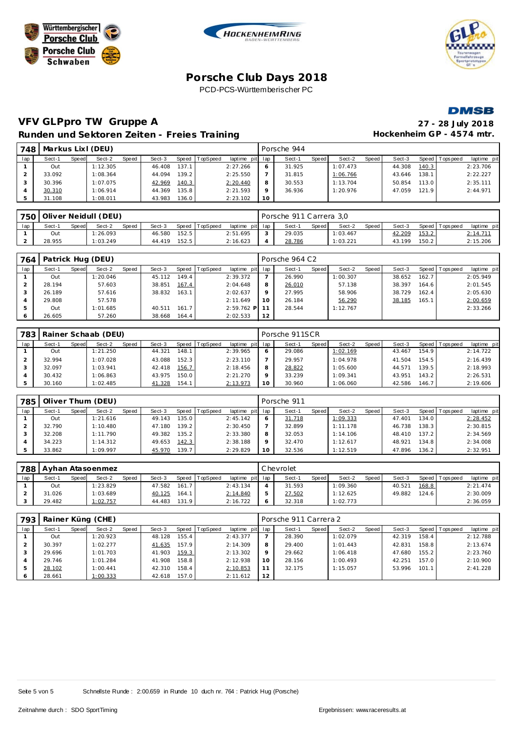# Porsche Club Days 2018

PCD-PCS-Württemberischer PC

## VFV GLPpro TW Gruppe A

**Runden und Sektoren Zeiten - Freies Training**

**27 - 28 July 2018**

**Hockenheim GP - 4574 mtr.**

| 748 | Markus Lixl (DEU) | | | | | | | | Porsche 944 | | | | | | | | |
|---|---|---|---|---|---|---|---|---|---|---|---|---|---|---|---|---|---|
| lap | Sect-1 | Speed | Sect-2 | Speed | Sect-3 | Speed | TopSpeed | laptime pit | lap | Sect-1 | Speed | Sect-2 | Speed | Sect-3 | Speed | Topspeed | laptime pit |
| 1 | Out | | 1:12.305 | | 46.408 | 137.1 | | 2:27.266 | 6 | 31.925 | | 1:07.473 | | 44.308 | 140.3 | | 2:23.706 |
| 2 | 33.092 | | 1:08.364 | | 44.094 | 139.2 | | 2:25.550 | 7 | 31.815 | | 1:06.766 | | 43.646 | 138.1 | | 2:22.227 |
| 3 | 30.396 | | 1:07.075 | | 42.969 | 140.3 | | 2:20.440 | 8 | 30.553 | | 1:13.704 | | 50.854 | 113.0 | | 2:35.111 |
| 4 | 30.310 | | 1:06.914 | | 44.369 | 135.8 | | 2:21.593 | 9 | 36.936 | | 1:20.976 | | 47.059 | 121.9 | | 2:44.971 |
| 5 | 31.108 | | 1:08.011 | | 43.983 | 136.0 | | 2:23.102 | 10 | | | | | | | | |

| 750 | Oliver Neidull (DEU) | | | | | | | | Porsche 911 Carrera 3,0 | | | | | | | | |
|---|---|---|---|---|---|---|---|---|---|---|---|---|---|---|---|---|---|
| lap | Sect-1 | Speed | Sect-2 | Speed | Sect-3 | Speed | TopSpeed | laptime pit | lap | Sect-1 | Speed | Sect-2 | Speed | Sect-3 | Speed | Topspeed | laptime pit |
| 1 | Out | | 1:26.093 | | 46.580 | 152.5 | | 2:51.695 | 3 | 29.035 | | 1:03.467 | | 42.209 | 153.2 | | 2:14.711 |
| 2 | 28.955 | | 1:03.249 | | 44.419 | 152.5 | | 2:16.623 | 4 | 28.786 | | 1:03.221 | | 43.199 | 150.2 | | 2:15.206 |

| 764 | Patrick Hug (DEU) | | | | | | | | Porsche 964 C2 | | | | | | | | |
|---|---|---|---|---|---|---|---|---|---|---|---|---|---|---|---|---|---|
| lap | Sect-1 | Speed | Sect-2 | Speed | Sect-3 | Speed | TopSpeed | laptime pit | lap | Sect-1 | Speed | Sect-2 | Speed | Sect-3 | Speed | Topspeed | laptime pit |
| 1 | Out | | 1:20.046 | | 45.112 | 149.4 | | 2:39.372 | 7 | 26.990 | | 1:00.307 | | 38.652 | 162.7 | | 2:05.949 |
| 2 | 28.194 | | 57.603 | | 38.851 | 167.4 | | 2:04.648 | 8 | 26.010 | | 57.138 | | 38.397 | 164.6 | | 2:01.545 |
| 3 | 26.189 | | 57.616 | | 38.832 | 163.1 | | 2:02.637 | 9 | 27.995 | | 58.906 | | 38.729 | 162.4 | | 2:05.630 |
| 4 | 29.808 | | 57.578 | | | | | 2:11.649 | 10 | 26.184 | | 56.290 | | 38.185 | 165.1 | | 2:00.659 |
| 5 | Out | | 1:01.685 | | 40.511 | 161.7 | | 2:59.762 P | 11 | 28.544 | | 1:12.767 | | | | | 2:33.266 |
| 6 | 26.605 | | 57.260 | | 38.668 | 164.4 | | 2:02.533 | 12 | | | | | | | | |

| 783 | Rainer Schaab (DEU) | | | | | | | | Porsche 911SCR | | | | | | | | |
|---|---|---|---|---|---|---|---|---|---|---|---|---|---|---|---|---|---|
| lap | Sect-1 | Speed | Sect-2 | Speed | Sect-3 | Speed | TopSpeed | laptime pit | lap | Sect-1 | Speed | Sect-2 | Speed | Sect-3 | Speed | Topspeed | laptime pit |
| 1 | Out | | 1:21.250 | | 44.321 | 148.1 | | 2:39.965 | 6 | 29.086 | | 1:02.169 | | 43.467 | 154.9 | | 2:14.722 |
| 2 | 32.994 | | 1:07.028 | | 43.088 | 152.3 | | 2:23.110 | 7 | 29.957 | | 1:04.978 | | 41.504 | 154.5 | | 2:16.439 |
| 3 | 32.097 | | 1:03.941 | | 42.418 | 156.7 | | 2:18.456 | 8 | 28.822 | | 1:05.600 | | 44.571 | 139.5 | | 2:18.993 |
| 4 | 30.432 | | 1:06.863 | | 43.975 | 150.0 | | 2:21.270 | 9 | 33.239 | | 1:09.341 | | 43.951 | 143.2 | | 2:26.531 |
| 5 | 30.160 | | 1:02.485 | | 41.328 | 154.1 | | 2:13.973 | 10 | 30.960 | | 1:06.060 | | 42.586 | 146.7 | | 2:19.606 |

| 785 | Oliver Thum (DEU) | | | | | | | | Porsche 911 | | | | | | | | |
|---|---|---|---|---|---|---|---|---|---|---|---|---|---|---|---|---|---|
| lap | Sect-1 | Speed | Sect-2 | Speed | Sect-3 | Speed | TopSpeed | laptime pit | lap | Sect-1 | Speed | Sect-2 | Speed | Sect-3 | Speed | Topspeed | laptime pit |
| 1 | Out | | 1:21.616 | | 49.143 | 135.0 | | 2:45.142 | 6 | 31.718 | | 1:09.333 | | 47.401 | 134.0 | | 2:28.452 |
| 2 | 32.790 | | 1:10.480 | | 47.180 | 139.2 | | 2:30.450 | 7 | 32.899 | | 1:11.178 | | 46.738 | 138.3 | | 2:30.815 |
| 3 | 32.208 | | 1:11.790 | | 49.382 | 135.2 | | 2:33.380 | 8 | 32.053 | | 1:14.106 | | 48.410 | 137.2 | | 2:34.569 |
| 4 | 34.223 | | 1:14.312 | | 49.653 | 142.3 | | 2:38.188 | 9 | 32.470 | | 1:12.617 | | 48.921 | 134.8 | | 2:34.008 |
| 5 | 33.862 | | 1:09.997 | | 45.970 | 139.7 | | 2:29.829 | 10 | 32.536 | | 1:12.519 | | 47.896 | 136.2 | | 2:32.951 |

| 788 | Ayhan Atasoenmez | | | | | | | | Chevrolet | | | | | | | | |
|---|---|---|---|---|---|---|---|---|---|---|---|---|---|---|---|---|---|
| lap | Sect-1 | Speed | Sect-2 | Speed | Sect-3 | Speed | TopSpeed | laptime pit | lap | Sect-1 | Speed | Sect-2 | Speed | Sect-3 | Speed | Topspeed | laptime pit |
| 1 | Out | | 1:23.829 | | 47.582 | 161.7 | | 2:43.134 | 4 | 31.593 | | 1:09.360 | | 40.521 | 168.8 | | 2:21.474 |
| 2 | 31.026 | | 1:03.689 | | 40.125 | 164.1 | | 2:14.840 | 5 | 27.502 | | 1:12.625 | | 49.882 | 124.6 | | 2:30.009 |
| 3 | 29.482 | | 1:02.757 | | 44.483 | 131.9 | | 2:16.722 | 6 | 32.318 | | 1:02.773 | | | | | 2:36.059 |

| 793 | Rainer Küng (CHE) | | | | | | | | Porsche 911 Carrera 2 | | | | | | | | |
|---|---|---|---|---|---|---|---|---|---|---|---|---|---|---|---|---|---|
| lap | Sect-1 | Speed | Sect-2 | Speed | Sect-3 | Speed | TopSpeed | laptime pit | lap | Sect-1 | Speed | Sect-2 | Speed | Sect-3 | Speed | Topspeed | laptime pit |
| 1 | Out | | 1:20.923 | | 48.128 | 155.4 | | 2:43.377 | 7 | 28.390 | | 1:02.079 | | 42.319 | 158.4 | | 2:12.788 |
| 2 | 30.397 | | 1:02.277 | | 41.635 | 157.9 | | 2:14.309 | 8 | 29.400 | | 1:01.443 | | 42.831 | 158.8 | | 2:13.674 |
| 3 | 29.696 | | 1:01.703 | | 41.903 | 159.3 | | 2:13.302 | 9 | 29.662 | | 1:06.418 | | 47.680 | 155.2 | | 2:23.760 |
| 4 | 29.746 | | 1:01.284 | | 41.908 | 158.8 | | 2:12.938 | 10 | 28.156 | | 1:00.493 | | 42.251 | 157.0 | | 2:10.900 |
| 5 | 28.102 | | 1:00.441 | | 42.310 | 158.4 | | 2:10.853 | 11 | 32.175 | | 1:15.057 | | 53.996 | 101.1 | | 2:41.228 |
| 6 | 28.661 | | 1:00.333 | | 42.618 | 157.0 | | 2:11.612 | 12 | | | | | | | | |

Schnellste Runde : 2:00.659 in Runde 10 duch nr. 764 : Patrick Hug (Porsche)

Zeitnahme durch : SDO SportTiming

Ergebnissen: www.raceresults.at